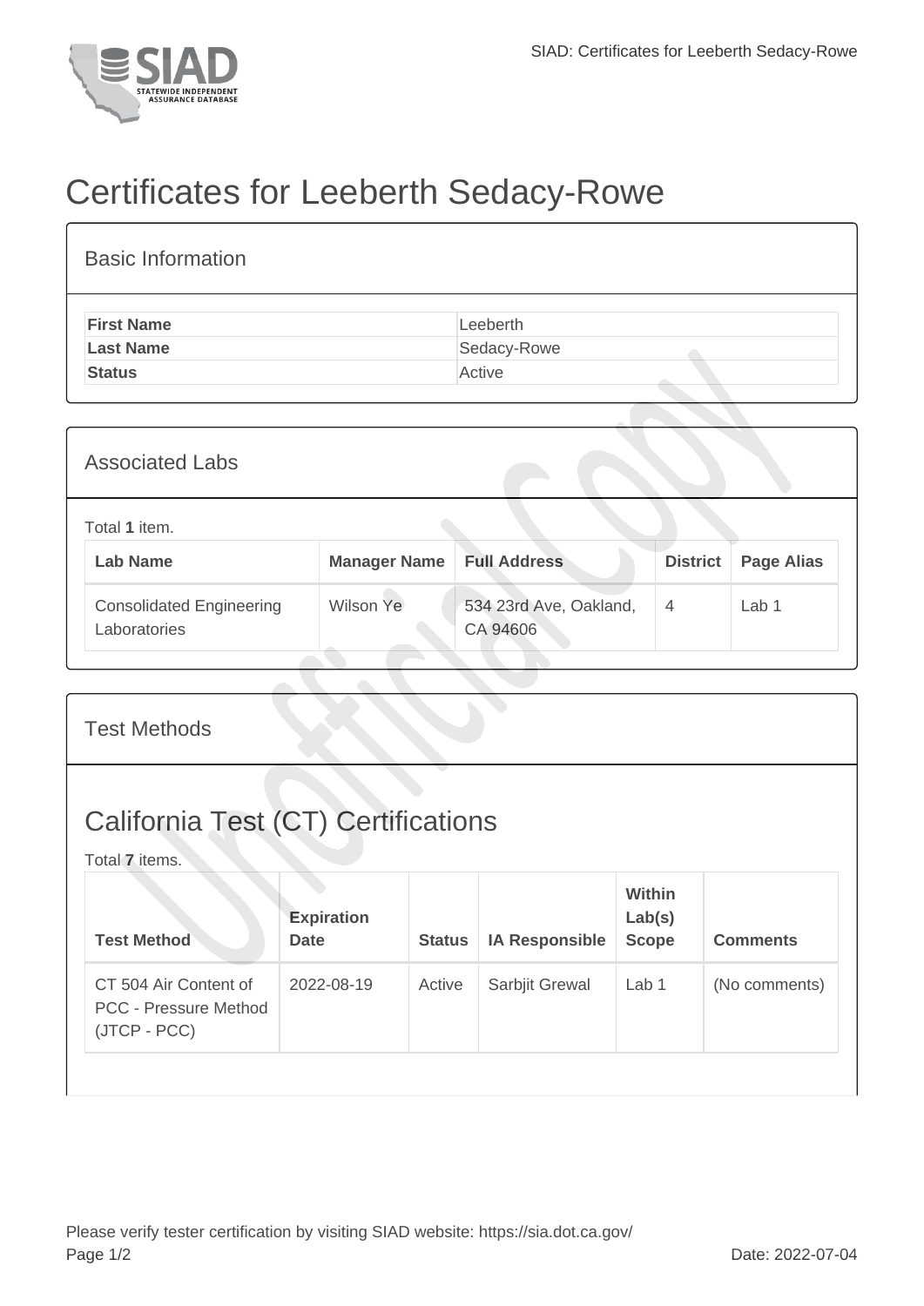# Certificates for Leeberth Sedacy-Rowe

## Basic Information

| | |
|---|---|
| **First Name** | Leeberth |
| **Last Name** | Sedacy-Rowe |
| **Status** | Active |

## Associated Labs

Total **1** item.

| Lab Name | Manager Name | Full Address | District | Page Alias |
|---|---|---|---|---|
| Consolidated Engineering Laboratories | Wilson Ye | 534 23rd Ave, Oakland, CA 94606 | 4 | Lab 1 |

## Test Methods

## California Test (CT) Certifications

Total **7** items.

| Test Method | Expiration Date | Status | IA Responsible | Within Lab(s) Scope | Comments |
|---|---|---|---|---|---|
| CT 504 Air Content of PCC - Pressure Method (JTCP - PCC) | 2022-08-19 | Active | Sarbjit Grewal | Lab 1 | (No comments) |

Please verify tester certification by visiting SIAD website: https://sia.dot.ca.gov/

Date: 2022-07-04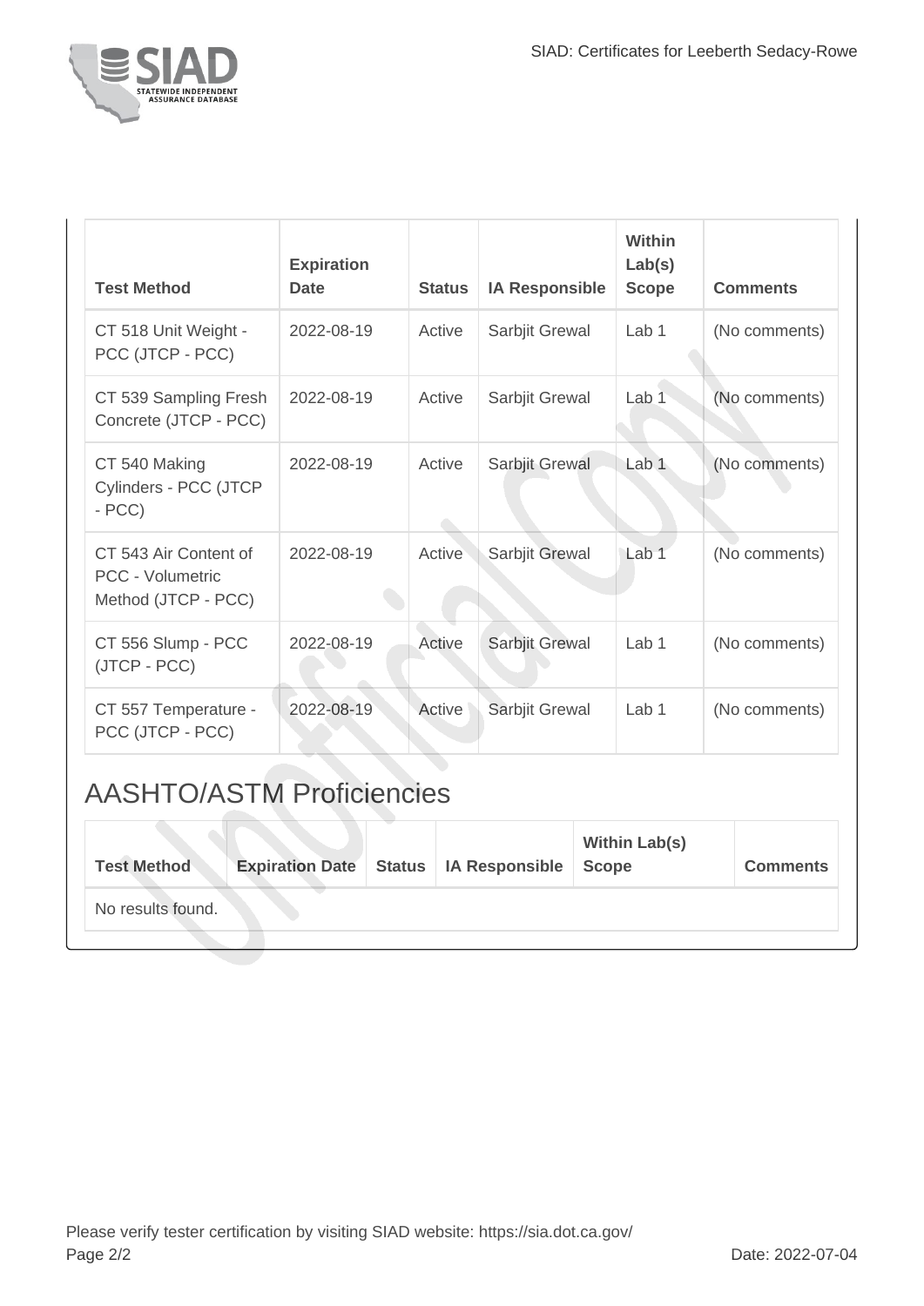| Test Method | Expiration Date | Status | IA Responsible | Within Lab(s) Scope | Comments |
| --- | --- | --- | --- | --- | --- |
| CT 518 Unit Weight - PCC (JTCP - PCC) | 2022-08-19 | Active | Sarbjit Grewal | Lab 1 | (No comments) |
| CT 539 Sampling Fresh Concrete (JTCP - PCC) | 2022-08-19 | Active | Sarbjit Grewal | Lab 1 | (No comments) |
| CT 540 Making Cylinders - PCC (JTCP - PCC) | 2022-08-19 | Active | Sarbjit Grewal | Lab 1 | (No comments) |
| CT 543 Air Content of PCC - Volumetric Method (JTCP - PCC) | 2022-08-19 | Active | Sarbjit Grewal | Lab 1 | (No comments) |
| CT 556 Slump - PCC (JTCP - PCC) | 2022-08-19 | Active | Sarbjit Grewal | Lab 1 | (No comments) |
| CT 557 Temperature - PCC (JTCP - PCC) | 2022-08-19 | Active | Sarbjit Grewal | Lab 1 | (No comments) |

## AASHTO/ASTM Proficiencies

| Test Method | Expiration Date | Status | IA Responsible | Within Lab(s) Scope | Comments |
| --- | --- | --- | --- | --- | --- |
| No results found. | | | | | |

Please verify tester certification by visiting SIAD website: https://sia.dot.ca.gov/

Date: 2022-07-04